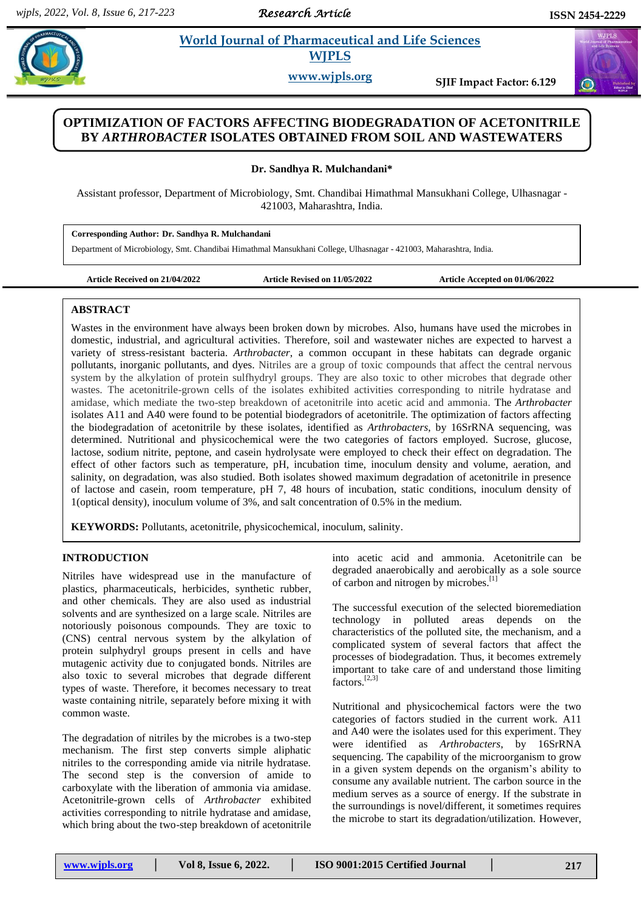# OPTIMIZATION OF FACTORS AFFECTING BIODEGRADATION OF ACETONITRILE BY *ARTHROBACTER* ISOLATES OBTAINED FROM SOIL AND WASTEWATERS

**Dr. Sandhya R. Mulchandani***

Assistant professor, Department of Microbiology, Smt. Chandibai Himathmal Mansukhani College, Ulhasnagar - 421003, Maharashtra, India.

**Corresponding Author: Dr. Sandhya R. Mulchandani**

Department of Microbiology, Smt. Chandibai Himathmal Mansukhani College, Ulhasnagar - 421003, Maharashtra, India.

**Article Received on 21/04/2022** | **Article Revised on 11/05/2022** | **Article Accepted on 01/06/2022**

## ABSTRACT

Wastes in the environment have always been broken down by microbes. Also, humans have used the microbes in domestic, industrial, and agricultural activities. Therefore, soil and wastewater niches are expected to harvest a variety of stress-resistant bacteria. *Arthrobacter*, a common occupant in these habitats can degrade organic pollutants, inorganic pollutants, and dyes. Nitriles are a group of toxic compounds that affect the central nervous system by the alkylation of protein sulfhydryl groups. They are also toxic to other microbes that degrade other wastes. The acetonitrile-grown cells of the isolates exhibited activities corresponding to nitrile hydratase and amidase, which mediate the two-step breakdown of acetonitrile into acetic acid and ammonia. The *Arthrobacter* isolates A11 and A40 were found to be potential biodegradors of acetonitrile. The optimization of factors affecting the biodegradation of acetonitrile by these isolates, identified as *Arthrobacters*, by 16SrRNA sequencing, was determined. Nutritional and physicochemical were the two categories of factors employed. Sucrose, glucose, lactose, sodium nitrite, peptone, and casein hydrolysate were employed to check their effect on degradation. The effect of other factors such as temperature, pH, incubation time, inoculum density and volume, aeration, and salinity, on degradation, was also studied. Both isolates showed maximum degradation of acetonitrile in presence of lactose and casein, room temperature, pH 7, 48 hours of incubation, static conditions, inoculum density of 1(optical density), inoculum volume of 3%, and salt concentration of 0.5% in the medium.

**KEYWORDS:** Pollutants, acetonitrile, physicochemical, inoculum, salinity.

## INTRODUCTION

Nitriles have widespread use in the manufacture of plastics, pharmaceuticals, herbicides, synthetic rubber, and other chemicals. They are also used as industrial solvents and are synthesized on a large scale. Nitriles are notoriously poisonous compounds. They are toxic to (CNS) central nervous system by the alkylation of protein sulphydryl groups present in cells and have mutagenic activity due to conjugated bonds. Nitriles are also toxic to several microbes that degrade different types of waste. Therefore, it becomes necessary to treat waste containing nitrile, separately before mixing it with common waste.

The degradation of nitriles by the microbes is a two-step mechanism. The first step converts simple aliphatic nitriles to the corresponding amide via nitrile hydratase. The second step is the conversion of amide to carboxylate with the liberation of ammonia via amidase. Acetonitrile-grown cells of *Arthrobacter* exhibited activities corresponding to nitrile hydratase and amidase, which bring about the two-step breakdown of acetonitrile into acetic acid and ammonia. Acetonitrile can be degraded anaerobically and aerobically as a sole source of carbon and nitrogen by microbes.[1]

The successful execution of the selected bioremediation technology in polluted areas depends on the characteristics of the polluted site, the mechanism, and a complicated system of several factors that affect the processes of biodegradation. Thus, it becomes extremely important to take care of and understand those limiting factors.[2,3]

Nutritional and physicochemical factors were the two categories of factors studied in the current work. A11 and A40 were the isolates used for this experiment. They were identified as *Arthrobacters*, by 16SrRNA sequencing. The capability of the microorganism to grow in a given system depends on the organism's ability to consume any available nutrient. The carbon source in the medium serves as a source of energy. If the substrate in the surroundings is novel/different, it sometimes requires the microbe to start its degradation/utilization. However,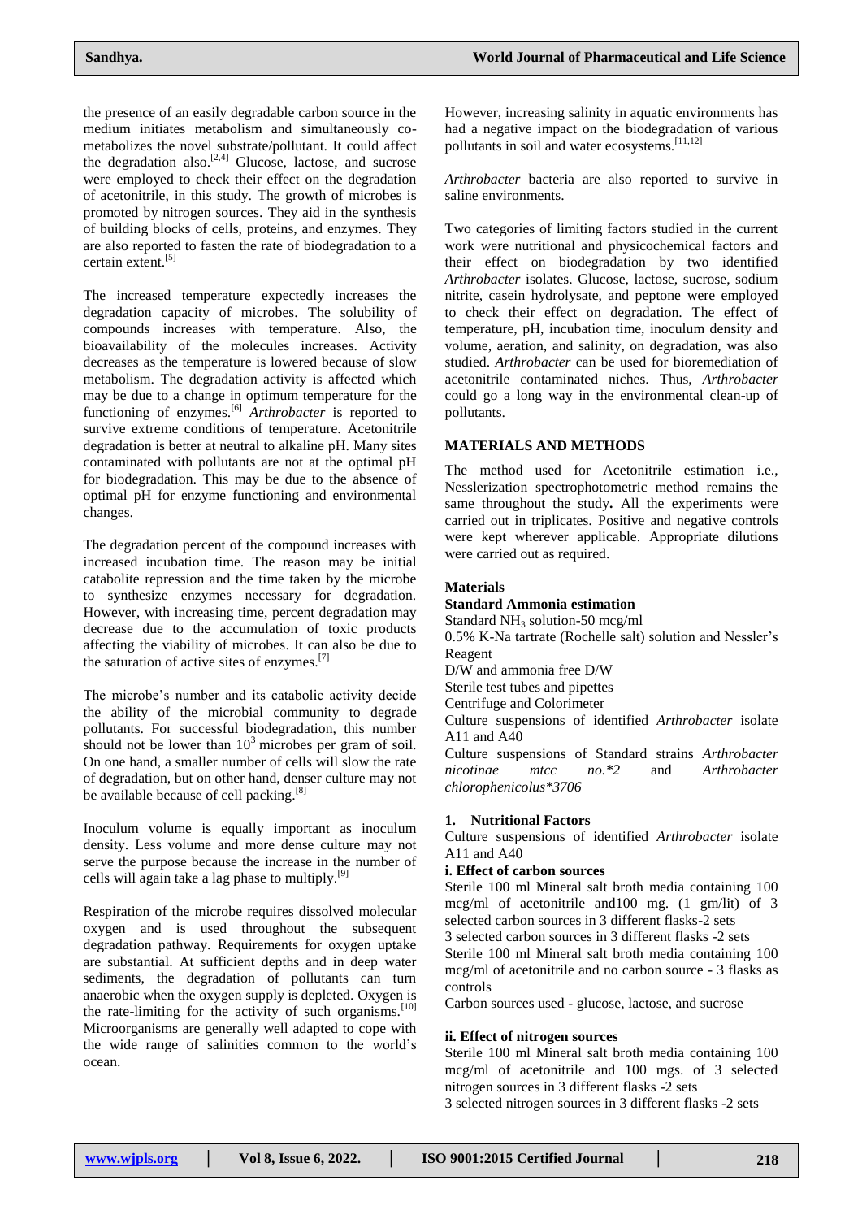the presence of an easily degradable carbon source in the medium initiates metabolism and simultaneously co-metabolizes the novel substrate/pollutant. It could affect the degradation also.[2,4] Glucose, lactose, and sucrose were employed to check their effect on the degradation of acetonitrile, in this study. The growth of microbes is promoted by nitrogen sources. They aid in the synthesis of building blocks of cells, proteins, and enzymes. They are also reported to fasten the rate of biodegradation to a certain extent.[5]

The increased temperature expectedly increases the degradation capacity of microbes. The solubility of compounds increases with temperature. Also, the bioavailability of the molecules increases. Activity decreases as the temperature is lowered because of slow metabolism. The degradation activity is affected which may be due to a change in optimum temperature for the functioning of enzymes.[6] *Arthrobacter* is reported to survive extreme conditions of temperature. Acetonitrile degradation is better at neutral to alkaline pH. Many sites contaminated with pollutants are not at the optimal pH for biodegradation. This may be due to the absence of optimal pH for enzyme functioning and environmental changes.

The degradation percent of the compound increases with increased incubation time. The reason may be initial catabolite repression and the time taken by the microbe to synthesize enzymes necessary for degradation. However, with increasing time, percent degradation may decrease due to the accumulation of toxic products affecting the viability of microbes. It can also be due to the saturation of active sites of enzymes.[7]

The microbe's number and its catabolic activity decide the ability of the microbial community to degrade pollutants. For successful biodegradation, this number should not be lower than $10^3$ microbes per gram of soil. On one hand, a smaller number of cells will slow the rate of degradation, but on other hand, denser culture may not be available because of cell packing.[8]

Inoculum volume is equally important as inoculum density. Less volume and more dense culture may not serve the purpose because the increase in the number of cells will again take a lag phase to multiply.[9]

Respiration of the microbe requires dissolved molecular oxygen and is used throughout the subsequent degradation pathway. Requirements for oxygen uptake are substantial. At sufficient depths and in deep water sediments, the degradation of pollutants can turn anaerobic when the oxygen supply is depleted. Oxygen is the rate-limiting for the activity of such organisms.[10] Microorganisms are generally well adapted to cope with the wide range of salinities common to the world's ocean.

However, increasing salinity in aquatic environments has had a negative impact on the biodegradation of various pollutants in soil and water ecosystems.[11,12]

*Arthrobacter* bacteria are also reported to survive in saline environments.

Two categories of limiting factors studied in the current work were nutritional and physicochemical factors and their effect on biodegradation by two identified *Arthrobacter* isolates. Glucose, lactose, sucrose, sodium nitrite, casein hydrolysate, and peptone were employed to check their effect on degradation. The effect of temperature, pH, incubation time, inoculum density and volume, aeration, and salinity, on degradation, was also studied. *Arthrobacter* can be used for bioremediation of acetonitrile contaminated niches. Thus, *Arthrobacter* could go a long way in the environmental clean-up of pollutants.

## MATERIALS AND METHODS

The method used for Acetonitrile estimation i.e., Nesslerization spectrophotometric method remains the same throughout the study**.** All the experiments were carried out in triplicates. Positive and negative controls were kept wherever applicable. Appropriate dilutions were carried out as required.

### Materials

**Standard Ammonia estimation**

Standard $NH_3$ solution-50 mcg/ml
0.5% K-Na tartrate (Rochelle salt) solution and Nessler's Reagent
D/W and ammonia free D/W
Sterile test tubes and pipettes
Centrifuge and Colorimeter
Culture suspensions of identified *Arthrobacter* isolate A11 and A40
Culture suspensions of Standard strains *Arthrobacter nicotinae mtcc no.*2* and *Arthrobacter chlorophenicolus*3706*

**1. Nutritional Factors**

Culture suspensions of identified *Arthrobacter* isolate A11 and A40

**i. Effect of carbon sources**

Sterile 100 ml Mineral salt broth media containing 100 mcg/ml of acetonitrile and100 mg. (1 gm/lit) of 3 selected carbon sources in 3 different flasks-2 sets
3 selected carbon sources in 3 different flasks -2 sets
Sterile 100 ml Mineral salt broth media containing 100 mcg/ml of acetonitrile and no carbon source - 3 flasks as controls
Carbon sources used - glucose, lactose, and sucrose

**ii. Effect of nitrogen sources**

Sterile 100 ml Mineral salt broth media containing 100 mcg/ml of acetonitrile and 100 mgs. of 3 selected nitrogen sources in 3 different flasks -2 sets
3 selected nitrogen sources in 3 different flasks -2 sets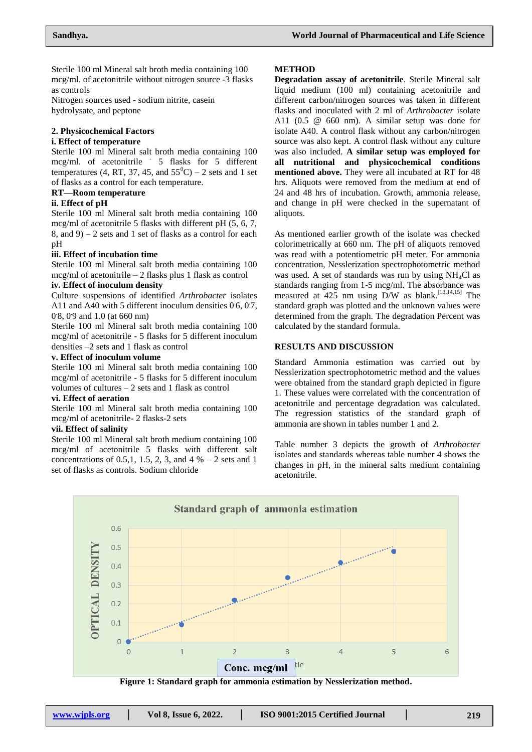Sterile 100 ml Mineral salt broth media containing 100 mcg/ml. of acetonitrile without nitrogen source -3 flasks as controls

Nitrogen sources used - sodium nitrite, casein hydrolysate, and peptone

**2. Physicochemical Factors**

**i. Effect of temperature**

Sterile 100 ml Mineral salt broth media containing 100 mcg/ml. of acetonitrile - 5 flasks for 5 different temperatures (4, RT, 37, 45, and 55$^0$C) – 2 sets and 1 set of flasks as a control for each temperature.

**RT—Room temperature**

**ii. Effect of pH**

Sterile 100 ml Mineral salt broth media containing 100 mcg/ml of acetonitrile 5 flasks with different pH (5, 6, 7, 8, and 9) – 2 sets and 1 set of flasks as a control for each pH

**iii. Effect of incubation time**

Sterile 100 ml Mineral salt broth media containing 100 mcg/ml of acetonitrile – 2 flasks plus 1 flask as control

**iv. Effect of inoculum density**

Culture suspensions of identified *Arthrobacter* isolates A11 and A40 with 5 different inoculum densities 0.6, 0.7, 0.8, 0.9 and 1.0 (at 660 nm)

Sterile 100 ml Mineral salt broth media containing 100 mcg/ml of acetonitrile - 5 flasks for 5 different inoculum densities –2 sets and 1 flask as control

**v. Effect of inoculum volume**

Sterile 100 ml Mineral salt broth media containing 100 mcg/ml of acetonitrile - 5 flasks for 5 different inoculum volumes of cultures – 2 sets and 1 flask as control

**vi. Effect of aeration**

Sterile 100 ml Mineral salt broth media containing 100 mcg/ml of acetonitrile- 2 flasks-2 sets

**vii. Effect of salinity**

Sterile 100 ml Mineral salt broth medium containing 100 mcg/ml of acetonitrile 5 flasks with different salt concentrations of 0.5,1, 1.5, 2, 3, and 4 % – 2 sets and 1 set of flasks as controls. Sodium chloride

## METHOD

**Degradation assay of acetonitrile**. Sterile Mineral salt liquid medium (100 ml) containing acetonitrile and different carbon/nitrogen sources was taken in different flasks and inoculated with 2 ml of *Arthrobacter* isolate A11 (0.5 @ 660 nm). A similar setup was done for isolate A40. A control flask without any carbon/nitrogen source was also kept. A control flask without any culture was also included. **A similar setup was employed for all nutritional and physicochemical conditions mentioned above.** They were all incubated at RT for 48 hrs. Aliquots were removed from the medium at end of 24 and 48 hrs of incubation. Growth, ammonia release, and change in pH were checked in the supernatant of aliquots.

As mentioned earlier growth of the isolate was checked colorimetrically at 660 nm. The pH of aliquots removed was read with a potentiometric pH meter. For ammonia concentration, Nesslerization spectrophotometric method was used. A set of standards was run by using $NH_4Cl$ as standards ranging from 1-5 mcg/ml. The absorbance was measured at 425 nm using D/W as blank.[13,14,15] The standard graph was plotted and the unknown values were determined from the graph. The degradation Percent was calculated by the standard formula.

## RESULTS AND DISCUSSION

Standard Ammonia estimation was carried out by Nesslerization spectrophotometric method and the values were obtained from the standard graph depicted in figure 1. These values were correlated with the concentration of acetonitrile and percentage degradation was calculated. The regression statistics of the standard graph of ammonia are shown in tables number 1 and 2.

Table number 3 depicts the growth of *Arthrobacter* isolates and standards whereas table number 4 shows the changes in pH, in the mineral salts medium containing acetonitrile.

**Figure 1: Standard graph for ammonia estimation by Nesslerization method.**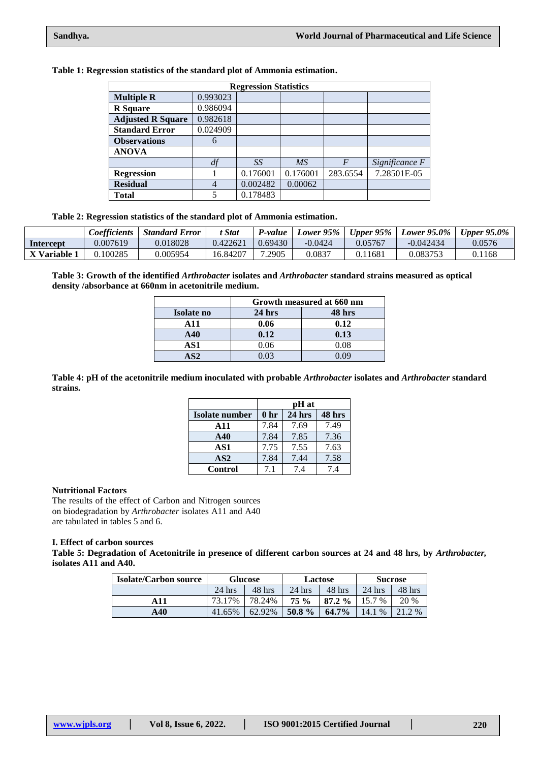**Table 1: Regression statistics of the standard plot of Ammonia estimation.**

| Regression Statistics | | | | | |
|---|---|---|---|---|---|
| **Multiple R** | 0.993023 | | | | |
| **R Square** | 0.986094 | | | | |
| **Adjusted R Square** | 0.982618 | | | | |
| **Standard Error** | 0.024909 | | | | |
| **Observations** | 6 | | | | |
| **ANOVA** | | | | | |
| | *df* | *SS* | *MS* | *F* | *Significance F* |
| **Regression** | 1 | 0.176001 | 0.176001 | 283.6554 | 7.28501E-05 |
| **Residual** | 4 | 0.002482 | 0.00062 | | |
| **Total** | 5 | 0.178483 | | | |

**Table 2: Regression statistics of the standard plot of Ammonia estimation.**

| | *Coefficients* | *Standard Error* | *t Stat* | *P-value* | *Lower 95%* | *Upper 95%* | *Lower 95.0%* | *Upper 95.0%* |
|---|---|---|---|---|---|---|---|---|
| **Intercept** | 0.007619 | 0.018028 | 0.422621 | 0.69430 | -0.0424 | 0.05767 | -0.042434 | 0.0576 |
| **X Variable 1** | 0.100285 | 0.005954 | 16.84207 | 7.2905 | 0.0837 | 0.11681 | 0.083753 | 0.1168 |

**Table 3: Growth of the identified *Arthrobacter* isolates and *Arthrobacter* standard strains measured as optical density /absorbance at 660nm in acetonitrile medium.**

| | Growth measured at 660 nm | |
|---|---|---|
| **Isolate no** | **24 hrs** | **48 hrs** |
| **A11** | **0.06** | **0.12** |
| **A40** | **0.12** | **0.13** |
| **AS1** | 0.06 | 0.08 |
| **AS2** | 0.03 | 0.09 |

**Table 4: pH of the acetonitrile medium inoculated with probable *Arthrobacter* isolates and *Arthrobacter* standard strains.**

| | pH at | | |
|---|---|---|---|
| **Isolate number** | **0 hr** | **24 hrs** | **48 hrs** |
| **A11** | 7.84 | 7.69 | 7.49 |
| **A40** | 7.84 | 7.85 | 7.36 |
| **AS1** | 7.75 | 7.55 | 7.63 |
| **AS2** | 7.84 | 7.44 | 7.58 |
| **Control** | 7.1 | 7.4 | 7.4 |

**Nutritional Factors**

The results of the effect of Carbon and Nitrogen sources on biodegradation by *Arthrobacter* isolates A11 and A40 are tabulated in tables 5 and 6.

**I. Effect of carbon sources**

**Table 5: Degradation of Acetonitrile in presence of different carbon sources at 24 and 48 hrs, by *Arthrobacter*, isolates A11 and A40.**

| Isolate/Carbon source | Glucose | | Lactose | | Sucrose | |
|---|---|---|---|---|---|---|
| | 24 hrs | 48 hrs | 24 hrs | 48 hrs | 24 hrs | 48 hrs |
| **A11** | 73.17% | 78.24% | **75 %** | **87.2 %** | 15.7 % | 20 % |
| **A40** | 41.65% | 62.92% | **50.8 %** | **64.7%** | 14.1 % | 21.2 % |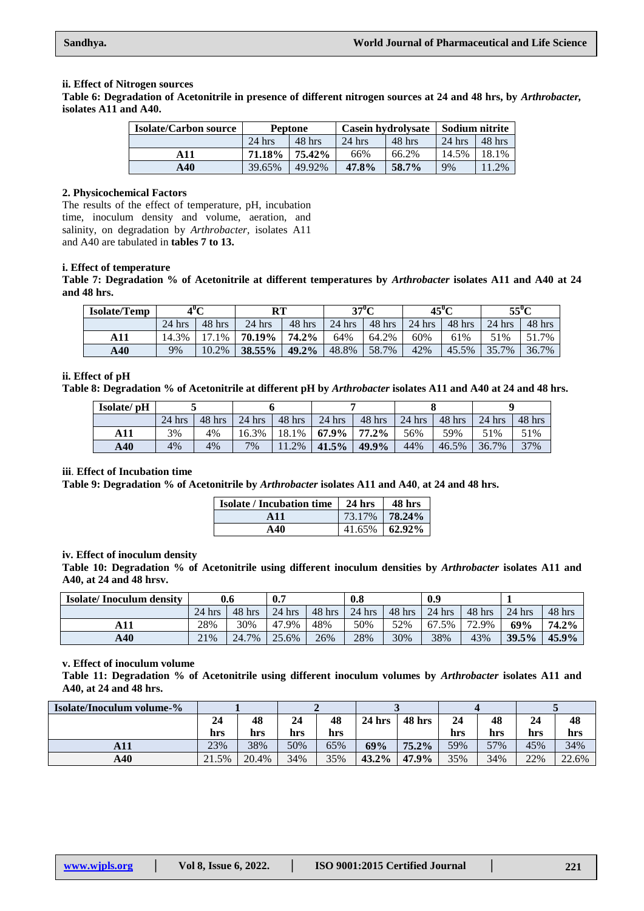**ii. Effect of Nitrogen sources**

**Table 6: Degradation of Acetonitrile in presence of different nitrogen sources at 24 and 48 hrs, by *Arthrobacter*, isolates A11 and A40.**

| Isolate/Carbon source | Peptone | | Casein hydrolysate | | Sodium nitrite | |
|---|---|---|---|---|---|---|
| | 24 hrs | 48 hrs | 24 hrs | 48 hrs | 24 hrs | 48 hrs |
| **A11** | **71.18%** | **75.42%** | 66% | 66.2% | 14.5% | 18.1% |
| **A40** | 39.65% | 49.92% | **47.8%** | **58.7%** | 9% | 11.2% |

**2. Physicochemical Factors**

The results of the effect of temperature, pH, incubation time, inoculum density and volume, aeration, and salinity, on degradation by *Arthrobacter*, isolates A11 and A40 are tabulated in **tables 7 to 13.**

**i. Effect of temperature**

**Table 7: Degradation % of Acetonitrile at different temperatures by *Arthrobacter* isolates A11 and A40 at 24 and 48 hrs.**

| Isolate/Temp | $4^0$C | | RT | | $37^0$C | | $45^0$C | | $55^0$C | |
|---|---|---|---|---|---|---|---|---|---|---|
| | 24 hrs | 48 hrs | 24 hrs | 48 hrs | 24 hrs | 48 hrs | 24 hrs | 48 hrs | 24 hrs | 48 hrs |
| **A11** | 14.3% | 17.1% | **70.19%** | **74.2%** | 64% | 64.2% | 60% | 61% | 51% | 51.7% |
| **A40** | 9% | 10.2% | **38.55%** | **49.2%** | 48.8% | 58.7% | 42% | 45.5% | 35.7% | 36.7% |

**ii. Effect of pH**

**Table 8: Degradation % of Acetonitrile at different pH by *Arthrobacter* isolates A11 and A40 at 24 and 48 hrs.**

| Isolate/ pH | 5 | | 6 | | 7 | | 8 | | 9 | |
|---|---|---|---|---|---|---|---|---|---|---|
| | 24 hrs | 48 hrs | 24 hrs | 48 hrs | 24 hrs | 48 hrs | 24 hrs | 48 hrs | 24 hrs | 48 hrs |
| **A11** | 3% | 4% | 16.3% | 18.1% | **67.9%** | **77.2%** | 56% | 59% | 51% | 51% |
| **A40** | 4% | 4% | 7% | 11.2% | **41.5%** | **49.9%** | 44% | 46.5% | 36.7% | 37% |

**iii. Effect of Incubation time**

**Table 9: Degradation % of Acetonitrile by *Arthrobacter* isolates A11 and A40, at 24 and 48 hrs.**

| Isolate / Incubation time | 24 hrs | 48 hrs |
|---|---|---|
| **A11** | 73.17% | **78.24%** |
| **A40** | 41.65% | **62.92%** |

**iv. Effect of inoculum density**

**Table 10: Degradation % of Acetonitrile using different inoculum densities by *Arthrobacter* isolates A11 and A40, at 24 and 48 hrsv.**

| Isolate/ Inoculum density | 0.6 | | 0.7 | | 0.8 | | 0.9 | | 1 | |
|---|---|---|---|---|---|---|---|---|---|---|
| | 24 hrs | 48 hrs | 24 hrs | 48 hrs | 24 hrs | 48 hrs | 24 hrs | 48 hrs | 24 hrs | 48 hrs |
| **A11** | 28% | 30% | 47.9% | 48% | 50% | 52% | 67.5% | 72.9% | **69%** | **74.2%** |
| **A40** | 21% | 24.7% | 25.6% | 26% | 28% | 30% | 38% | 43% | **39.5%** | **45.9%** |

**v. Effect of inoculum volume**

**Table 11: Degradation % of Acetonitrile using different inoculum volumes by *Arthrobacter* isolates A11 and A40, at 24 and 48 hrs.**

| Isolate/Inoculum volume-% | 1 | | 2 | | 3 | | 4 | | 5 | |
|---|---|---|---|---|---|---|---|---|---|---|
| | 24 hrs | 48 hrs | 24 hrs | 48 hrs | 24 hrs | 48 hrs | 24 hrs | 48 hrs | 24 hrs | 48 hrs |
| **A11** | 23% | 38% | 50% | 65% | **69%** | **75.2%** | 59% | 57% | 45% | 34% |
| **A40** | 21.5% | 20.4% | 34% | 35% | **43.2%** | **47.9%** | 35% | 34% | 22% | 22.6% |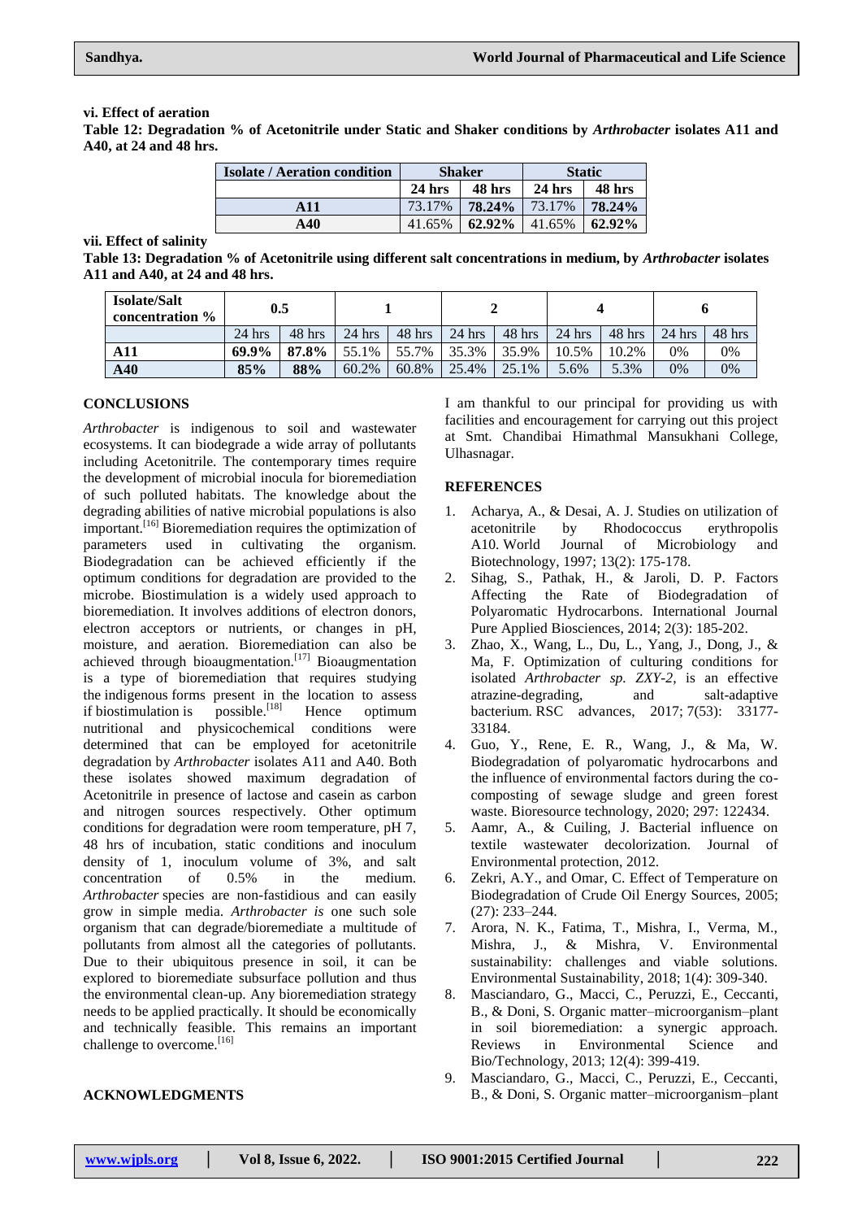**vi. Effect of aeration**

**Table 12: Degradation % of Acetonitrile under Static and Shaker conditions by *Arthrobacter* isolates A11 and A40, at 24 and 48 hrs.**

| Isolate / Aeration condition | Shaker | | Static | |
|---|---|---|---|---|
| | 24 hrs | 48 hrs | 24 hrs | 48 hrs |
| A11 | 73.17% | **78.24%** | 73.17% | **78.24%** |
| A40 | 41.65% | **62.92%** | 41.65% | **62.92%** |

**vii. Effect of salinity**

**Table 13: Degradation % of Acetonitrile using different salt concentrations in medium, by *Arthrobacter* isolates A11 and A40, at 24 and 48 hrs.**

| Isolate/Salt concentration % | 0.5 | | 1 | | 2 | | 4 | | 6 | |
|---|---|---|---|---|---|---|---|---|---|---|
| | 24 hrs | 48 hrs | 24 hrs | 48 hrs | 24 hrs | 48 hrs | 24 hrs | 48 hrs | 24 hrs | 48 hrs |
| **A11** | **69.9%** | **87.8%** | 55.1% | 55.7% | 35.3% | 35.9% | 10.5% | 10.2% | 0% | 0% |
| **A40** | **85%** | **88%** | 60.2% | 60.8% | 25.4% | 25.1% | 5.6% | 5.3% | 0% | 0% |

## CONCLUSIONS

*Arthrobacter* is indigenous to soil and wastewater ecosystems. It can biodegrade a wide array of pollutants including Acetonitrile. The contemporary times require the development of microbial inocula for bioremediation of such polluted habitats. The knowledge about the degrading abilities of native microbial populations is also important.[16] Bioremediation requires the optimization of parameters used in cultivating the organism. Biodegradation can be achieved efficiently if the optimum conditions for degradation are provided to the microbe. Biostimulation is a widely used approach to bioremediation. It involves additions of electron donors, electron acceptors or nutrients, or changes in pH, moisture, and aeration. Bioremediation can also be achieved through bioaugmentation.[17] Bioaugmentation is a type of bioremediation that requires studying the indigenous forms present in the location to assess if biostimulation is possible.[18] Hence optimum nutritional and physicochemical conditions were determined that can be employed for acetonitrile degradation by *Arthrobacter* isolates A11 and A40. Both these isolates showed maximum degradation of Acetonitrile in presence of lactose and casein as carbon and nitrogen sources respectively. Other optimum conditions for degradation were room temperature, pH 7, 48 hrs of incubation, static conditions and inoculum density of 1, inoculum volume of 3%, and salt concentration of 0.5% in the medium. *Arthrobacter* species are non-fastidious and can easily grow in simple media. *Arthrobacter is* one such sole organism that can degrade/bioremediate a multitude of pollutants from almost all the categories of pollutants. Due to their ubiquitous presence in soil, it can be explored to bioremediate subsurface pollution and thus the environmental clean-up. Any bioremediation strategy needs to be applied practically. It should be economically and technically feasible. This remains an important challenge to overcome.[16]

## ACKNOWLEDGMENTS

I am thankful to our principal for providing us with facilities and encouragement for carrying out this project at Smt. Chandibai Himathmal Mansukhani College, Ulhasnagar.

## REFERENCES

1. Acharya, A., & Desai, A. J. Studies on utilization of acetonitrile by Rhodococcus erythropolis A10. World Journal of Microbiology and Biotechnology, 1997; 13(2): 175-178.
2. Sihag, S., Pathak, H., & Jaroli, D. P. Factors Affecting the Rate of Biodegradation of Polyaromatic Hydrocarbons. International Journal Pure Applied Biosciences, 2014; 2(3): 185-202.
3. Zhao, X., Wang, L., Du, L., Yang, J., Dong, J., & Ma, F. Optimization of culturing conditions for isolated *Arthrobacter sp. ZXY-2*, is an effective atrazine-degrading, and salt-adaptive bacterium. RSC advances, 2017; 7(53): 33177-33184.
4. Guo, Y., Rene, E. R., Wang, J., & Ma, W. Biodegradation of polyaromatic hydrocarbons and the influence of environmental factors during the co-composting of sewage sludge and green forest waste. Bioresource technology, 2020; 297: 122434.
5. Aamr, A., & Cuiling, J. Bacterial influence on textile wastewater decolorization. Journal of Environmental protection, 2012.
6. Zekri, A.Y., and Omar, C. Effect of Temperature on Biodegradation of Crude Oil Energy Sources, 2005; (27): 233–244.
7. Arora, N. K., Fatima, T., Mishra, I., Verma, M., Mishra, J., & Mishra, V. Environmental sustainability: challenges and viable solutions. Environmental Sustainability, 2018; 1(4): 309-340.
8. Masciandaro, G., Macci, C., Peruzzi, E., Ceccanti, B., & Doni, S. Organic matter–microorganism–plant in soil bioremediation: a synergic approach. Reviews in Environmental Science and Bio/Technology, 2013; 12(4): 399-419.
9. Masciandaro, G., Macci, C., Peruzzi, E., Ceccanti, B., & Doni, S. Organic matter–microorganism–plant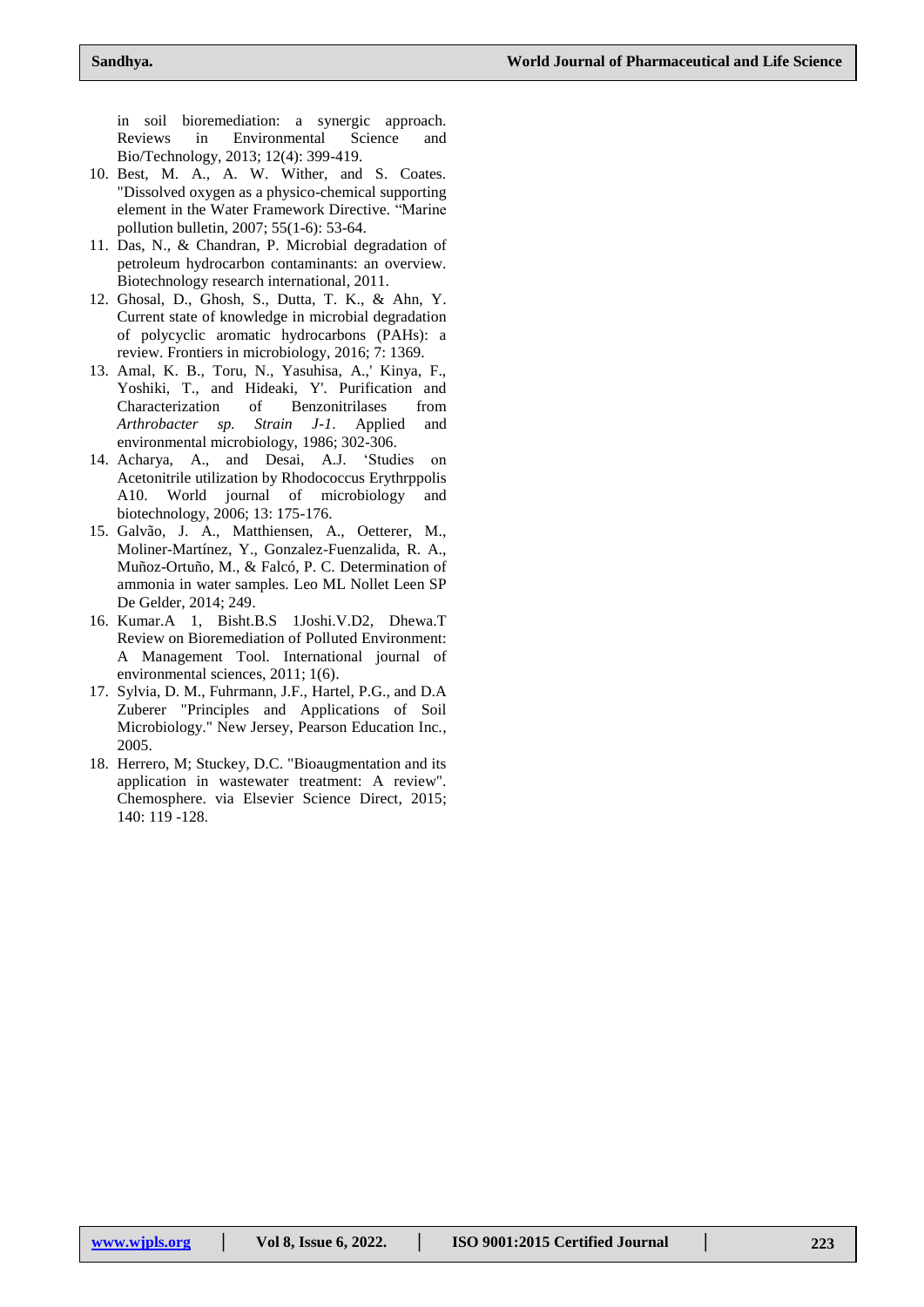in soil bioremediation: a synergic approach. Reviews in Environmental Science and Bio/Technology, 2013; 12(4): 399-419.

10. Best, M. A., A. W. Wither, and S. Coates. "Dissolved oxygen as a physico-chemical supporting element in the Water Framework Directive. "Marine pollution bulletin, 2007; 55(1-6): 53-64.
11. Das, N., & Chandran, P. Microbial degradation of petroleum hydrocarbon contaminants: an overview. Biotechnology research international, 2011.
12. Ghosal, D., Ghosh, S., Dutta, T. K., & Ahn, Y. Current state of knowledge in microbial degradation of polycyclic aromatic hydrocarbons (PAHs): a review. Frontiers in microbiology, 2016; 7: 1369.
13. Amal, K. B., Toru, N., Yasuhisa, A.,' Kinya, F., Yoshiki, T., and Hideaki, Y'. Purification and Characterization of Benzonitrilases from *Arthrobacter sp. Strain J-1*. Applied and environmental microbiology, 1986; 302-306.
14. Acharya, A., and Desai, A.J. 'Studies on Acetonitrile utilization by Rhodococcus Erythrppolis A10. World journal of microbiology and biotechnology, 2006; 13: 175-176.
15. Galvão, J. A., Matthiensen, A., Oetterer, M., Moliner-Martínez, Y., Gonzalez-Fuenzalida, R. A., Muñoz-Ortuño, M., & Falcó, P. C. Determination of ammonia in water samples. Leo ML Nollet Leen SP De Gelder, 2014; 249.
16. Kumar.A 1, Bisht.B.S 1Joshi.V.D2, Dhewa.T Review on Bioremediation of Polluted Environment: A Management Tool. International journal of environmental sciences, 2011; 1(6).
17. Sylvia, D. M., Fuhrmann, J.F., Hartel, P.G., and D.A Zuberer "Principles and Applications of Soil Microbiology." New Jersey, Pearson Education Inc., 2005.
18. Herrero, M; Stuckey, D.C. "Bioaugmentation and its application in wastewater treatment: A review". Chemosphere. via Elsevier Science Direct, 2015; 140: 119 -128.